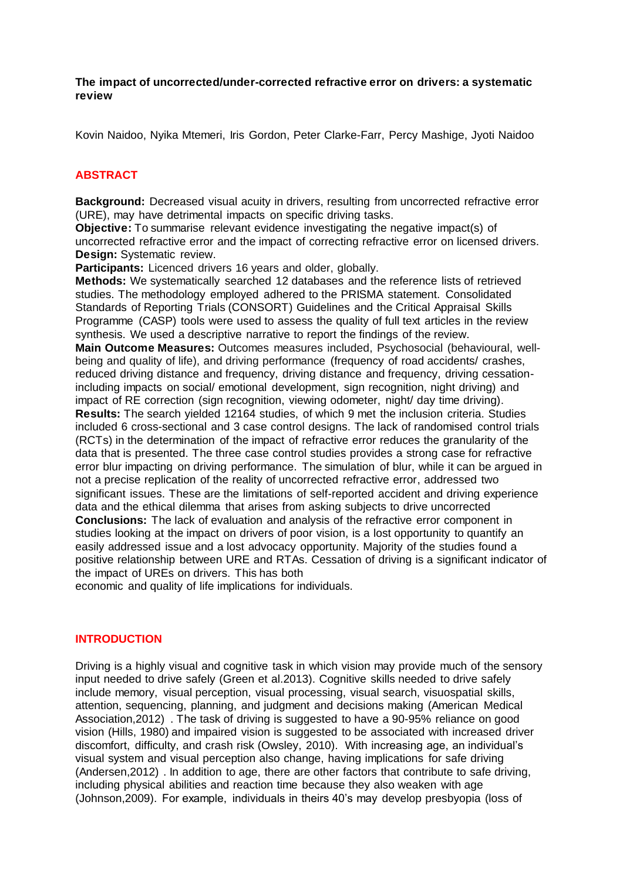# The impact of uncorrected/under-corrected refractive error on drivers: a systematic review

Kovin Naidoo, Nyika Mtemeri, Iris Gordon, Peter Clarke-Farr, Percy Mashige, Jyoti Naidoo

## ABSTRACT

**Background:** Decreased visual acuity in drivers, resulting from uncorrected refractive error (URE), may have detrimental impacts on specific driving tasks.

**Objective:** To summarise relevant evidence investigating the negative impact(s) of uncorrected refractive error and the impact of correcting refractive error on licensed drivers.

**Design:** Systematic review.

**Participants:** Licenced drivers 16 years and older, globally.

**Methods:** We systematically searched 12 databases and the reference lists of retrieved studies. The methodology employed adhered to the PRISMA statement. Consolidated Standards of Reporting Trials (CONSORT) Guidelines and the Critical Appraisal Skills Programme (CASP) tools were used to assess the quality of full text articles in the review synthesis. We used a descriptive narrative to report the findings of the review.

**Main Outcome Measures:** Outcomes measures included, Psychosocial (behavioural, well-being and quality of life), and driving performance (frequency of road accidents/ crashes, reduced driving distance and frequency, driving distance and frequency, driving cessation-including impacts on social/ emotional development, sign recognition, night driving) and impact of RE correction (sign recognition, viewing odometer, night/ day time driving).

**Results:** The search yielded 12164 studies, of which 9 met the inclusion criteria. Studies included 6 cross-sectional and 3 case control designs. The lack of randomised control trials (RCTs) in the determination of the impact of refractive error reduces the granularity of the data that is presented. The three case control studies provides a strong case for refractive error blur impacting on driving performance. The simulation of blur, while it can be argued in not a precise replication of the reality of uncorrected refractive error, addressed two significant issues. These are the limitations of self-reported accident and driving experience data and the ethical dilemma that arises from asking subjects to drive uncorrected

**Conclusions:** The lack of evaluation and analysis of the refractive error component in studies looking at the impact on drivers of poor vision, is a lost opportunity to quantify an easily addressed issue and a lost advocacy opportunity. Majority of the studies found a positive relationship between URE and RTAs. Cessation of driving is a significant indicator of the impact of UREs on drivers. This has both economic and quality of life implications for individuals.

## INTRODUCTION

Driving is a highly visual and cognitive task in which vision may provide much of the sensory input needed to drive safely (Green et al.2013). Cognitive skills needed to drive safely include memory, visual perception, visual processing, visual search, visuospatial skills, attention, sequencing, planning, and judgment and decisions making (American Medical Association,2012) . The task of driving is suggested to have a 90-95% reliance on good vision (Hills, 1980) and impaired vision is suggested to be associated with increased driver discomfort, difficulty, and crash risk (Owsley, 2010). With increasing age, an individual's visual system and visual perception also change, having implications for safe driving (Andersen,2012) . In addition to age, there are other factors that contribute to safe driving, including physical abilities and reaction time because they also weaken with age (Johnson,2009). For example, individuals in theirs 40's may develop presbyopia (loss of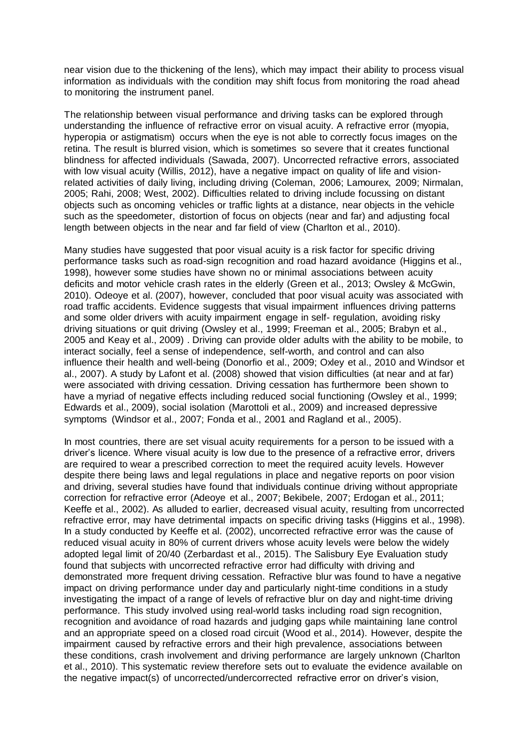near vision due to the thickening of the lens), which may impact their ability to process visual information as individuals with the condition may shift focus from monitoring the road ahead to monitoring the instrument panel.

The relationship between visual performance and driving tasks can be explored through understanding the influence of refractive error on visual acuity. A refractive error (myopia, hyperopia or astigmatism) occurs when the eye is not able to correctly focus images on the retina. The result is blurred vision, which is sometimes so severe that it creates functional blindness for affected individuals (Sawada, 2007). Uncorrected refractive errors, associated with low visual acuity (Willis, 2012), have a negative impact on quality of life and vision-related activities of daily living, including driving (Coleman, 2006; Lamourex, 2009; Nirmalan, 2005; Rahi, 2008; West, 2002). Difficulties related to driving include focussing on distant objects such as oncoming vehicles or traffic lights at a distance, near objects in the vehicle such as the speedometer, distortion of focus on objects (near and far) and adjusting focal length between objects in the near and far field of view (Charlton et al., 2010).

Many studies have suggested that poor visual acuity is a risk factor for specific driving performance tasks such as road-sign recognition and road hazard avoidance (Higgins et al., 1998), however some studies have shown no or minimal associations between acuity deficits and motor vehicle crash rates in the elderly (Green et al., 2013; Owsley & McGwin, 2010). Odeoye et al. (2007), however, concluded that poor visual acuity was associated with road traffic accidents. Evidence suggests that visual impairment influences driving patterns and some older drivers with acuity impairment engage in self- regulation, avoiding risky driving situations or quit driving (Owsley et al., 1999; Freeman et al., 2005; Brabyn et al., 2005 and Keay et al., 2009) . Driving can provide older adults with the ability to be mobile, to interact socially, feel a sense of independence, self-worth, and control and can also influence their health and well-being (Donorfio et al., 2009; Oxley et al., 2010 and Windsor et al., 2007). A study by Lafont et al. (2008) showed that vision difficulties (at near and at far) were associated with driving cessation. Driving cessation has furthermore been shown to have a myriad of negative effects including reduced social functioning (Owsley et al., 1999; Edwards et al., 2009), social isolation (Marottoli et al., 2009) and increased depressive symptoms (Windsor et al., 2007; Fonda et al., 2001 and Ragland et al., 2005).

In most countries, there are set visual acuity requirements for a person to be issued with a driver's licence. Where visual acuity is low due to the presence of a refractive error, drivers are required to wear a prescribed correction to meet the required acuity levels. However despite there being laws and legal regulations in place and negative reports on poor vision and driving, several studies have found that individuals continue driving without appropriate correction for refractive error (Adeoye et al., 2007; Bekibele, 2007; Erdogan et al., 2011; Keeffe et al., 2002). As alluded to earlier, decreased visual acuity, resulting from uncorrected refractive error, may have detrimental impacts on specific driving tasks (Higgins et al., 1998). In a study conducted by Keeffe et al. (2002), uncorrected refractive error was the cause of reduced visual acuity in 80% of current drivers whose acuity levels were below the widely adopted legal limit of 20/40 (Zerbardast et al., 2015). The Salisbury Eye Evaluation study found that subjects with uncorrected refractive error had difficulty with driving and demonstrated more frequent driving cessation. Refractive blur was found to have a negative impact on driving performance under day and particularly night-time conditions in a study investigating the impact of a range of levels of refractive blur on day and night-time driving performance. This study involved using real-world tasks including road sign recognition, recognition and avoidance of road hazards and judging gaps while maintaining lane control and an appropriate speed on a closed road circuit (Wood et al., 2014). However, despite the impairment caused by refractive errors and their high prevalence, associations between these conditions, crash involvement and driving performance are largely unknown (Charlton et al., 2010). This systematic review therefore sets out to evaluate the evidence available on the negative impact(s) of uncorrected/undercorrected refractive error on driver's vision,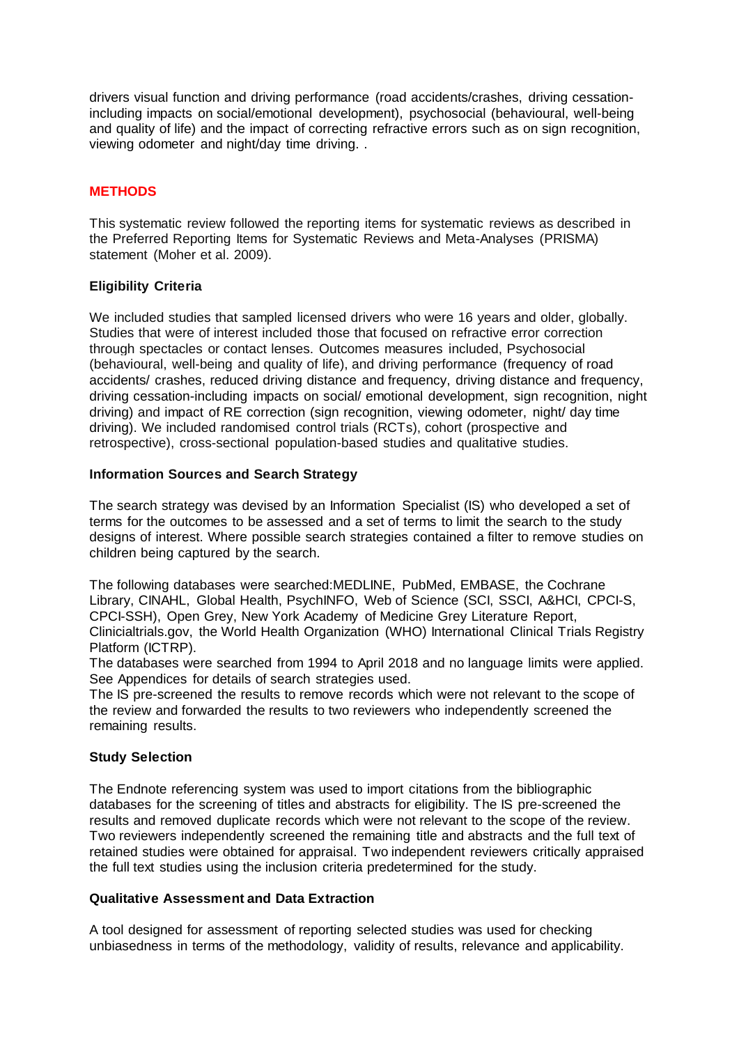drivers visual function and driving performance (road accidents/crashes, driving cessation-including impacts on social/emotional development), psychosocial (behavioural, well-being and quality of life) and the impact of correcting refractive errors such as on sign recognition, viewing odometer and night/day time driving. .

## METHODS

This systematic review followed the reporting items for systematic reviews as described in the Preferred Reporting Items for Systematic Reviews and Meta-Analyses (PRISMA) statement (Moher et al. 2009).

### Eligibility Criteria

We included studies that sampled licensed drivers who were 16 years and older, globally. Studies that were of interest included those that focused on refractive error correction through spectacles or contact lenses. Outcomes measures included, Psychosocial (behavioural, well-being and quality of life), and driving performance (frequency of road accidents/ crashes, reduced driving distance and frequency, driving distance and frequency, driving cessation-including impacts on social/ emotional development, sign recognition, night driving) and impact of RE correction (sign recognition, viewing odometer, night/ day time driving). We included randomised control trials (RCTs), cohort (prospective and retrospective), cross-sectional population-based studies and qualitative studies.

### Information Sources and Search Strategy

The search strategy was devised by an Information Specialist (IS) who developed a set of terms for the outcomes to be assessed and a set of terms to limit the search to the study designs of interest. Where possible search strategies contained a filter to remove studies on children being captured by the search.

The following databases were searched:MEDLINE, PubMed, EMBASE, the Cochrane Library, CINAHL, Global Health, PsychINFO, Web of Science (SCI, SSCI, A&HCI, CPCI-S, CPCI-SSH), Open Grey, New York Academy of Medicine Grey Literature Report, Clinicialtrials.gov, the World Health Organization (WHO) International Clinical Trials Registry Platform (ICTRP).
The databases were searched from 1994 to April 2018 and no language limits were applied. See Appendices for details of search strategies used.
The IS pre-screened the results to remove records which were not relevant to the scope of the review and forwarded the results to two reviewers who independently screened the remaining results.

### Study Selection

The Endnote referencing system was used to import citations from the bibliographic databases for the screening of titles and abstracts for eligibility. The IS pre-screened the results and removed duplicate records which were not relevant to the scope of the review. Two reviewers independently screened the remaining title and abstracts and the full text of retained studies were obtained for appraisal. Two independent reviewers critically appraised the full text studies using the inclusion criteria predetermined for the study.

### Qualitative Assessment and Data Extraction

A tool designed for assessment of reporting selected studies was used for checking unbiasedness in terms of the methodology, validity of results, relevance and applicability.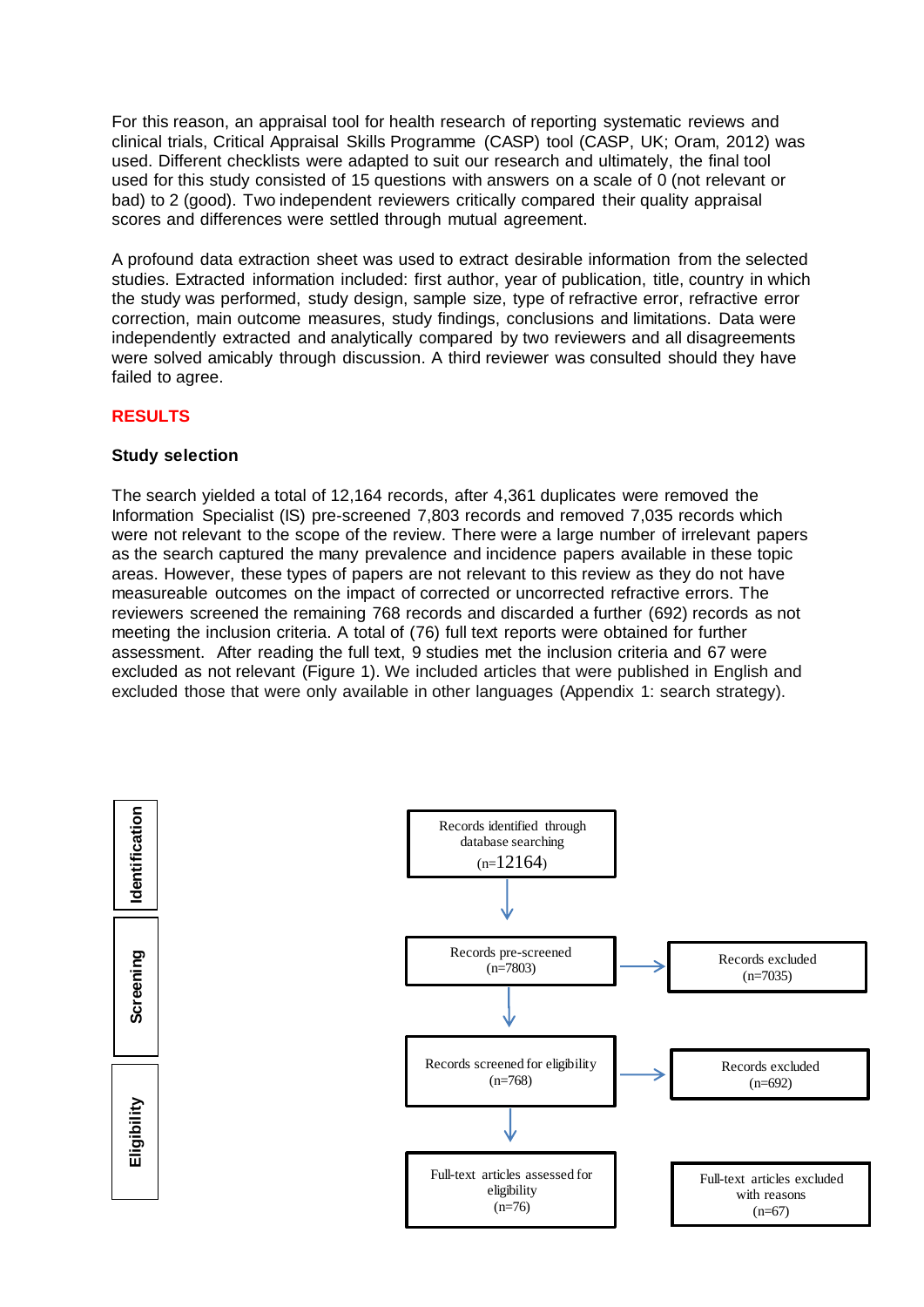For this reason, an appraisal tool for health research of reporting systematic reviews and clinical trials, Critical Appraisal Skills Programme (CASP) tool (CASP, UK; Oram, 2012) was used. Different checklists were adapted to suit our research and ultimately, the final tool used for this study consisted of 15 questions with answers on a scale of 0 (not relevant or bad) to 2 (good). Two independent reviewers critically compared their quality appraisal scores and differences were settled through mutual agreement.

A profound data extraction sheet was used to extract desirable information from the selected studies. Extracted information included: first author, year of publication, title, country in which the study was performed, study design, sample size, type of refractive error, refractive error correction, main outcome measures, study findings, conclusions and limitations. Data were independently extracted and analytically compared by two reviewers and all disagreements were solved amicably through discussion. A third reviewer was consulted should they have failed to agree.

## RESULTS

### Study selection

The search yielded a total of 12,164 records, after 4,361 duplicates were removed the Information Specialist (IS) pre-screened 7,803 records and removed 7,035 records which were not relevant to the scope of the review. There were a large number of irrelevant papers as the search captured the many prevalence and incidence papers available in these topic areas. However, these types of papers are not relevant to this review as they do not have measureable outcomes on the impact of corrected or uncorrected refractive errors. The reviewers screened the remaining 768 records and discarded a further (692) records as not meeting the inclusion criteria. A total of (76) full text reports were obtained for further assessment. After reading the full text, 9 studies met the inclusion criteria and 67 were excluded as not relevant (Figure 1). We included articles that were published in English and excluded those that were only available in other languages (Appendix 1: search strategy).

**Identification**

Records identified through database searching (n=12164)

↓

**Screening**

Records pre-screened (n=7803) → Records excluded (n=7035)

↓

Records screened for eligibility (n=768) → Records excluded (n=692)

↓

**Eligibility**

Full-text articles assessed for eligibility (n=76) → Full-text articles excluded with reasons (n=67)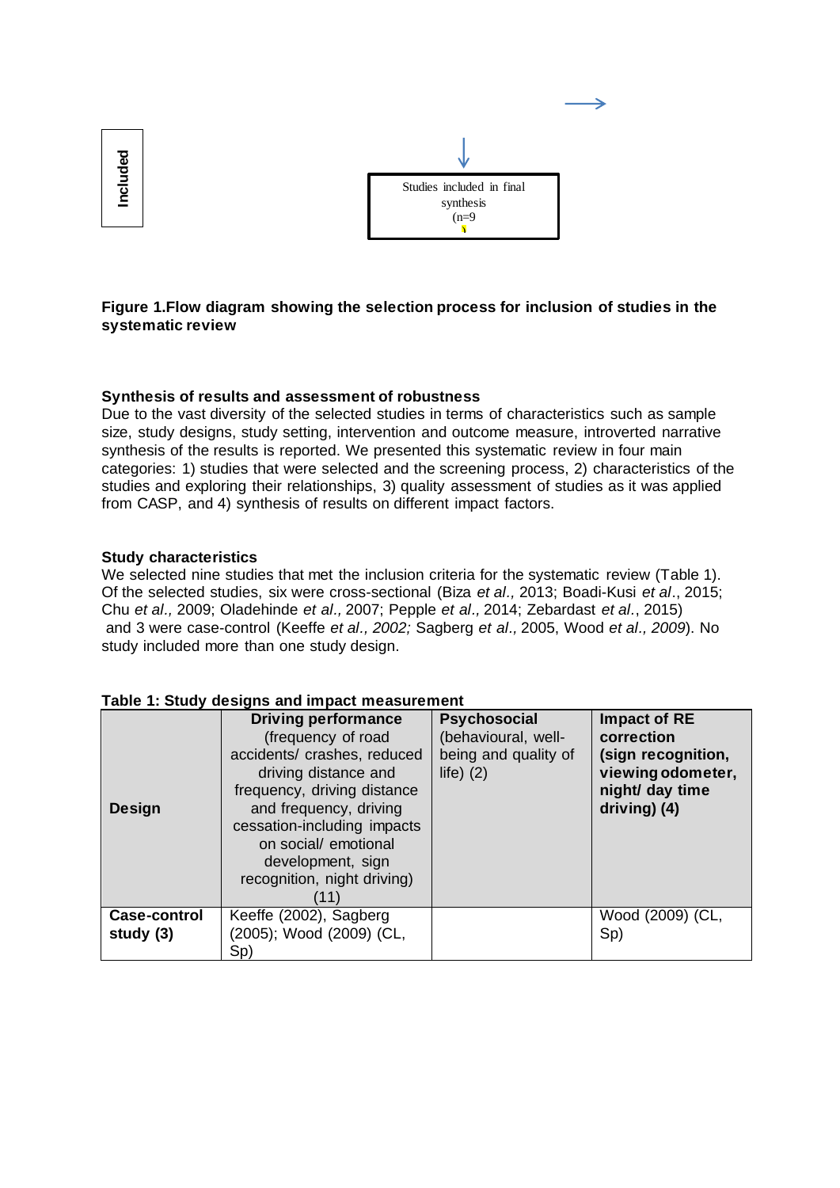Included

Studies included in final synthesis (n=9)

**Figure 1.Flow diagram showing the selection process for inclusion of studies in the systematic review**

**Synthesis of results and assessment of robustness**

Due to the vast diversity of the selected studies in terms of characteristics such as sample size, study designs, study setting, intervention and outcome measure, introverted narrative synthesis of the results is reported. We presented this systematic review in four main categories: 1) studies that were selected and the screening process, 2) characteristics of the studies and exploring their relationships, 3) quality assessment of studies as it was applied from CASP, and 4) synthesis of results on different impact factors.

**Study characteristics**

We selected nine studies that met the inclusion criteria for the systematic review (Table 1). Of the selected studies, six were cross-sectional (Biza *et al.,* 2013; Boadi-Kusi *et al*., 2015; Chu *et al.,* 2009; Oladehinde *et al.,* 2007; Pepple *et al.,* 2014; Zebardast *et al*., 2015) and 3 were case-control (Keeffe *et al., 2002;* Sagberg *et al.,* 2005, Wood *et al., 2009*). No study included more than one study design.

**Table 1: Study designs and impact measurement**

| **Design** | **Driving performance** (frequency of road accidents/ crashes, reduced driving distance and frequency, driving distance and frequency, driving cessation-including impacts on social/ emotional development, sign recognition, night driving) (11) | **Psychosocial** (behavioural, well-being and quality of life) (2) | **Impact of RE correction (sign recognition, viewing odometer, night/ day time driving) (4)** |
|---|---|---|---|
| **Case-control study (3)** | Keeffe (2002), Sagberg (2005); Wood (2009) (CL, Sp) | | Wood (2009) (CL, Sp) |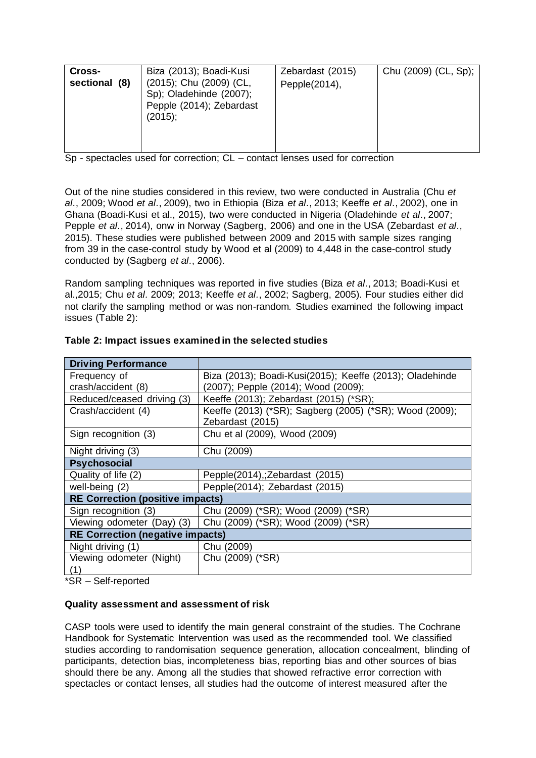| Cross-sectional (8) | Biza (2013); Boadi-Kusi (2015); Chu (2009) (CL, Sp); Oladehinde (2007); Pepple (2014); Zebardast (2015); | Zebardast (2015) Pepple(2014), | Chu (2009) (CL, Sp); |
|---|---|---|---|

Sp - spectacles used for correction; CL – contact lenses used for correction

Out of the nine studies considered in this review, two were conducted in Australia (Chu *et al*., 2009; Wood *et al*., 2009), two in Ethiopia (Biza *et al*., 2013; Keeffe *et al*., 2002), one in Ghana (Boadi-Kusi et al., 2015), two were conducted in Nigeria (Oladehinde *et al*., 2007; Pepple *et al*., 2014), onw in Norway (Sagberg, 2006) and one in the USA (Zebardast *et al*., 2015). These studies were published between 2009 and 2015 with sample sizes ranging from 39 in the case-control study by Wood et al (2009) to 4,448 in the case-control study conducted by (Sagberg *et al*., 2006).

Random sampling techniques was reported in five studies (Biza *et al*., 2013; Boadi-Kusi et al.,2015; Chu *et al*. 2009; 2013; Keeffe *et al*., 2002; Sagberg, 2005). Four studies either did not clarify the sampling method or was non-random. Studies examined the following impact issues (Table 2):

**Table 2: Impact issues examined in the selected studies**

| **Driving Performance** | |
|---|---|
| Frequency of crash/accident (8) | Biza (2013); Boadi-Kusi(2015); Keeffe (2013); Oladehinde (2007); Pepple (2014); Wood (2009); |
| Reduced/ceased driving (3) | Keeffe (2013); Zebardast (2015) (*SR); |
| Crash/accident (4) | Keeffe (2013) (*SR); Sagberg (2005) (*SR); Wood (2009); Zebardast (2015) |
| Sign recognition (3) | Chu et al (2009), Wood (2009) |
| Night driving (3) | Chu (2009) |
| **Psychosocial** | |
| Quality of life (2) | Pepple(2014),;Zebardast (2015) |
| well-being (2) | Pepple(2014); Zebardast (2015) |
| **RE Correction (positive impacts)** | |
| Sign recognition (3) | Chu (2009) (*SR); Wood (2009) (*SR) |
| Viewing odometer (Day) (3) | Chu (2009) (*SR); Wood (2009) (*SR) |
| **RE Correction (negative impacts)** | |
| Night driving (1) | Chu (2009) |
| Viewing odometer (Night) (1) | Chu (2009) (*SR) |

*SR – Self-reported

**Quality assessment and assessment of risk**

CASP tools were used to identify the main general constraint of the studies. The Cochrane Handbook for Systematic Intervention was used as the recommended tool. We classified studies according to randomisation sequence generation, allocation concealment, blinding of participants, detection bias, incompleteness bias, reporting bias and other sources of bias should there be any. Among all the studies that showed refractive error correction with spectacles or contact lenses, all studies had the outcome of interest measured after the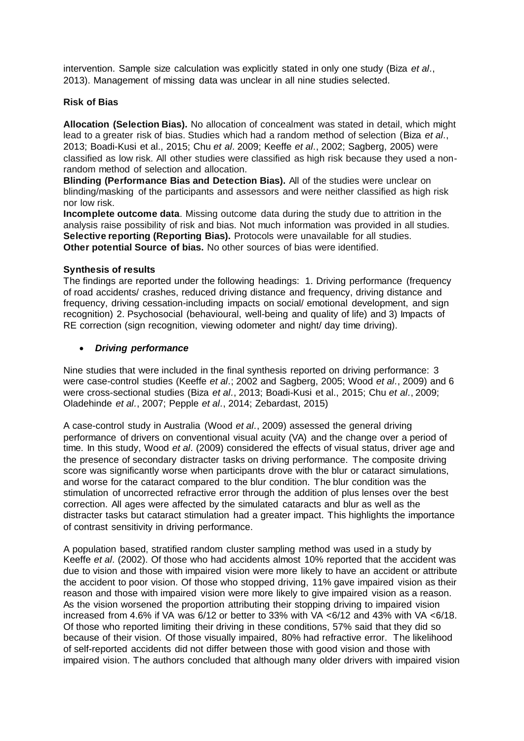intervention. Sample size calculation was explicitly stated in only one study (Biza *et al.*, 2013). Management of missing data was unclear in all nine studies selected.

### Risk of Bias

**Allocation (Selection Bias).** No allocation of concealment was stated in detail, which might lead to a greater risk of bias. Studies which had a random method of selection (Biza *et al.*, 2013; Boadi-Kusi et al., 2015; Chu *et al*. 2009; Keeffe *et al.*, 2002; Sagberg, 2005) were classified as low risk. All other studies were classified as high risk because they used a non-random method of selection and allocation.

**Blinding (Performance Bias and Detection Bias).** All of the studies were unclear on blinding/masking of the participants and assessors and were neither classified as high risk nor low risk.

**Incomplete outcome data**. Missing outcome data during the study due to attrition in the analysis raise possibility of risk and bias. Not much information was provided in all studies.

**Selective reporting (Reporting Bias).** Protocols were unavailable for all studies.

**Other potential Source of bias.** No other sources of bias were identified.

### Synthesis of results

The findings are reported under the following headings: 1. Driving performance (frequency of road accidents/ crashes, reduced driving distance and frequency, driving distance and frequency, driving cessation-including impacts on social/ emotional development, and sign recognition) 2. Psychosocial (behavioural, well-being and quality of life) and 3) Impacts of RE correction (sign recognition, viewing odometer and night/ day time driving).

- ***Driving performance***

Nine studies that were included in the final synthesis reported on driving performance: 3 were case-control studies (Keeffe *et al*.; 2002 and Sagberg, 2005; Wood *et al.*, 2009) and 6 were cross-sectional studies (Biza *et al.*, 2013; Boadi-Kusi et al., 2015; Chu *et al.*, 2009; Oladehinde *et al.*, 2007; Pepple *et al.*, 2014; Zebardast, 2015)

A case-control study in Australia (Wood *et al*., 2009) assessed the general driving performance of drivers on conventional visual acuity (VA) and the change over a period of time. In this study, Wood *et al*. (2009) considered the effects of visual status, driver age and the presence of secondary distracter tasks on driving performance. The composite driving score was significantly worse when participants drove with the blur or cataract simulations, and worse for the cataract compared to the blur condition. The blur condition was the stimulation of uncorrected refractive error through the addition of plus lenses over the best correction. All ages were affected by the simulated cataracts and blur as well as the distracter tasks but cataract stimulation had a greater impact. This highlights the importance of contrast sensitivity in driving performance.

A population based, stratified random cluster sampling method was used in a study by Keeffe *et al*. (2002). Of those who had accidents almost 10% reported that the accident was due to vision and those with impaired vision were more likely to have an accident or attribute the accident to poor vision. Of those who stopped driving, 11% gave impaired vision as their reason and those with impaired vision were more likely to give impaired vision as a reason. As the vision worsened the proportion attributing their stopping driving to impaired vision increased from 4.6% if VA was 6/12 or better to 33% with VA <6/12 and 43% with VA <6/18. Of those who reported limiting their driving in these conditions, 57% said that they did so because of their vision. Of those visually impaired, 80% had refractive error. The likelihood of self-reported accidents did not differ between those with good vision and those with impaired vision. The authors concluded that although many older drivers with impaired vision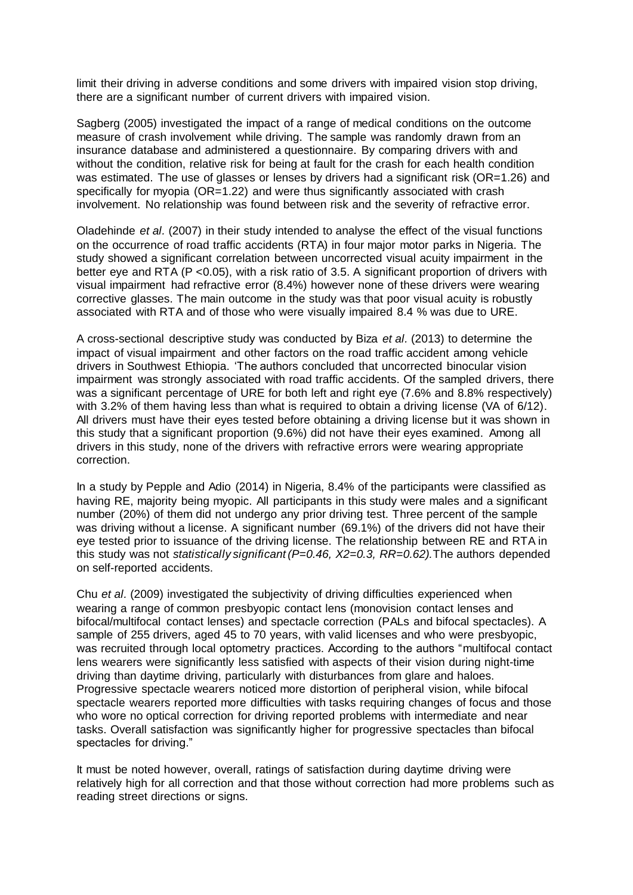limit their driving in adverse conditions and some drivers with impaired vision stop driving, there are a significant number of current drivers with impaired vision.

Sagberg (2005) investigated the impact of a range of medical conditions on the outcome measure of crash involvement while driving. The sample was randomly drawn from an insurance database and administered a questionnaire. By comparing drivers with and without the condition, relative risk for being at fault for the crash for each health condition was estimated. The use of glasses or lenses by drivers had a significant risk (OR=1.26) and specifically for myopia (OR=1.22) and were thus significantly associated with crash involvement. No relationship was found between risk and the severity of refractive error.

Oladehinde *et al*. (2007) in their study intended to analyse the effect of the visual functions on the occurrence of road traffic accidents (RTA) in four major motor parks in Nigeria. The study showed a significant correlation between uncorrected visual acuity impairment in the better eye and RTA ($P < 0.05$), with a risk ratio of 3.5. A significant proportion of drivers with visual impairment had refractive error (8.4%) however none of these drivers were wearing corrective glasses. The main outcome in the study was that poor visual acuity is robustly associated with RTA and of those who were visually impaired 8.4 % was due to URE.

A cross-sectional descriptive study was conducted by Biza *et al*. (2013) to determine the impact of visual impairment and other factors on the road traffic accident among vehicle drivers in Southwest Ethiopia. 'The authors concluded that uncorrected binocular vision impairment was strongly associated with road traffic accidents. Of the sampled drivers, there was a significant percentage of URE for both left and right eye (7.6% and 8.8% respectively) with 3.2% of them having less than what is required to obtain a driving license (VA of 6/12). All drivers must have their eyes tested before obtaining a driving license but it was shown in this study that a significant proportion (9.6%) did not have their eyes examined. Among all drivers in this study, none of the drivers with refractive errors were wearing appropriate correction.

In a study by Pepple and Adio (2014) in Nigeria, 8.4% of the participants were classified as having RE, majority being myopic. All participants in this study were males and a significant number (20%) of them did not undergo any prior driving test. Three percent of the sample was driving without a license. A significant number (69.1%) of the drivers did not have their eye tested prior to issuance of the driving license. The relationship between RE and RTA in this study was not *statistically significant ($P=0.46$, $X2=0.3$, $RR=0.62$).* The authors depended on self-reported accidents.

Chu *et al*. (2009) investigated the subjectivity of driving difficulties experienced when wearing a range of common presbyopic contact lens (monovision contact lenses and bifocal/multifocal contact lenses) and spectacle correction (PALs and bifocal spectacles). A sample of 255 drivers, aged 45 to 70 years, with valid licenses and who were presbyopic, was recruited through local optometry practices. According to the authors "multifocal contact lens wearers were significantly less satisfied with aspects of their vision during night-time driving than daytime driving, particularly with disturbances from glare and haloes. Progressive spectacle wearers noticed more distortion of peripheral vision, while bifocal spectacle wearers reported more difficulties with tasks requiring changes of focus and those who wore no optical correction for driving reported problems with intermediate and near tasks. Overall satisfaction was significantly higher for progressive spectacles than bifocal spectacles for driving."

It must be noted however, overall, ratings of satisfaction during daytime driving were relatively high for all correction and that those without correction had more problems such as reading street directions or signs.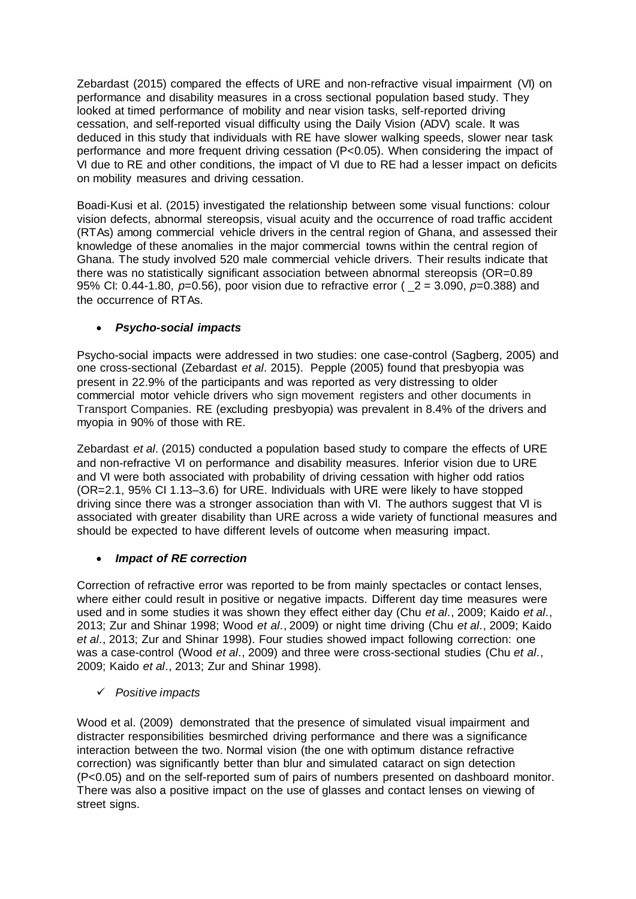Zebardast (2015) compared the effects of URE and non-refractive visual impairment (VI) on performance and disability measures in a cross sectional population based study. They looked at timed performance of mobility and near vision tasks, self-reported driving cessation, and self-reported visual difficulty using the Daily Vision (ADV) scale. It was deduced in this study that individuals with RE have slower walking speeds, slower near task performance and more frequent driving cessation ($P<0.05$). When considering the impact of VI due to RE and other conditions, the impact of VI due to RE had a lesser impact on deficits on mobility measures and driving cessation.

Boadi-Kusi et al. (2015) investigated the relationship between some visual functions: colour vision defects, abnormal stereopsis, visual acuity and the occurrence of road traffic accident (RTAs) among commercial vehicle drivers in the central region of Ghana, and assessed their knowledge of these anomalies in the major commercial towns within the central region of Ghana. The study involved 520 male commercial vehicle drivers. Their results indicate that there was no statistically significant association between abnormal stereopsis (OR=0.89 95% CI: 0.44-1.80, *p*=0.56), poor vision due to refractive error ( _2 = 3.090, *p*=0.388) and the occurrence of RTAs.

- ***Psycho-social impacts***

Psycho-social impacts were addressed in two studies: one case-control (Sagberg, 2005) and one cross-sectional (Zebardast *et al*. 2015). Pepple (2005) found that presbyopia was present in 22.9% of the participants and was reported as very distressing to older commercial motor vehicle drivers who sign movement registers and other documents in Transport Companies. RE (excluding presbyopia) was prevalent in 8.4% of the drivers and myopia in 90% of those with RE.

Zebardast *et al*. (2015) conducted a population based study to compare the effects of URE and non-refractive VI on performance and disability measures. Inferior vision due to URE and VI were both associated with probability of driving cessation with higher odd ratios (OR=2.1, 95% CI 1.13–3.6) for URE. Individuals with URE were likely to have stopped driving since there was a stronger association than with VI. The authors suggest that VI is associated with greater disability than URE across a wide variety of functional measures and should be expected to have different levels of outcome when measuring impact.

- ***Impact of RE correction***

Correction of refractive error was reported to be from mainly spectacles or contact lenses, where either could result in positive or negative impacts. Different day time measures were used and in some studies it was shown they effect either day (Chu *et al*., 2009; Kaido *et al*., 2013; Zur and Shinar 1998; Wood *et al*., 2009) or night time driving (Chu *et al*., 2009; Kaido *et al*., 2013; Zur and Shinar 1998). Four studies showed impact following correction: one was a case-control (Wood *et al*., 2009) and three were cross-sectional studies (Chu *et al*., 2009; Kaido *et al*., 2013; Zur and Shinar 1998).

- ✓ *Positive impacts*

Wood et al. (2009) demonstrated that the presence of simulated visual impairment and distracter responsibilities besmirched driving performance and there was a significance interaction between the two. Normal vision (the one with optimum distance refractive correction) was significantly better than blur and simulated cataract on sign detection ($P<0.05$) and on the self-reported sum of pairs of numbers presented on dashboard monitor. There was also a positive impact on the use of glasses and contact lenses on viewing of street signs.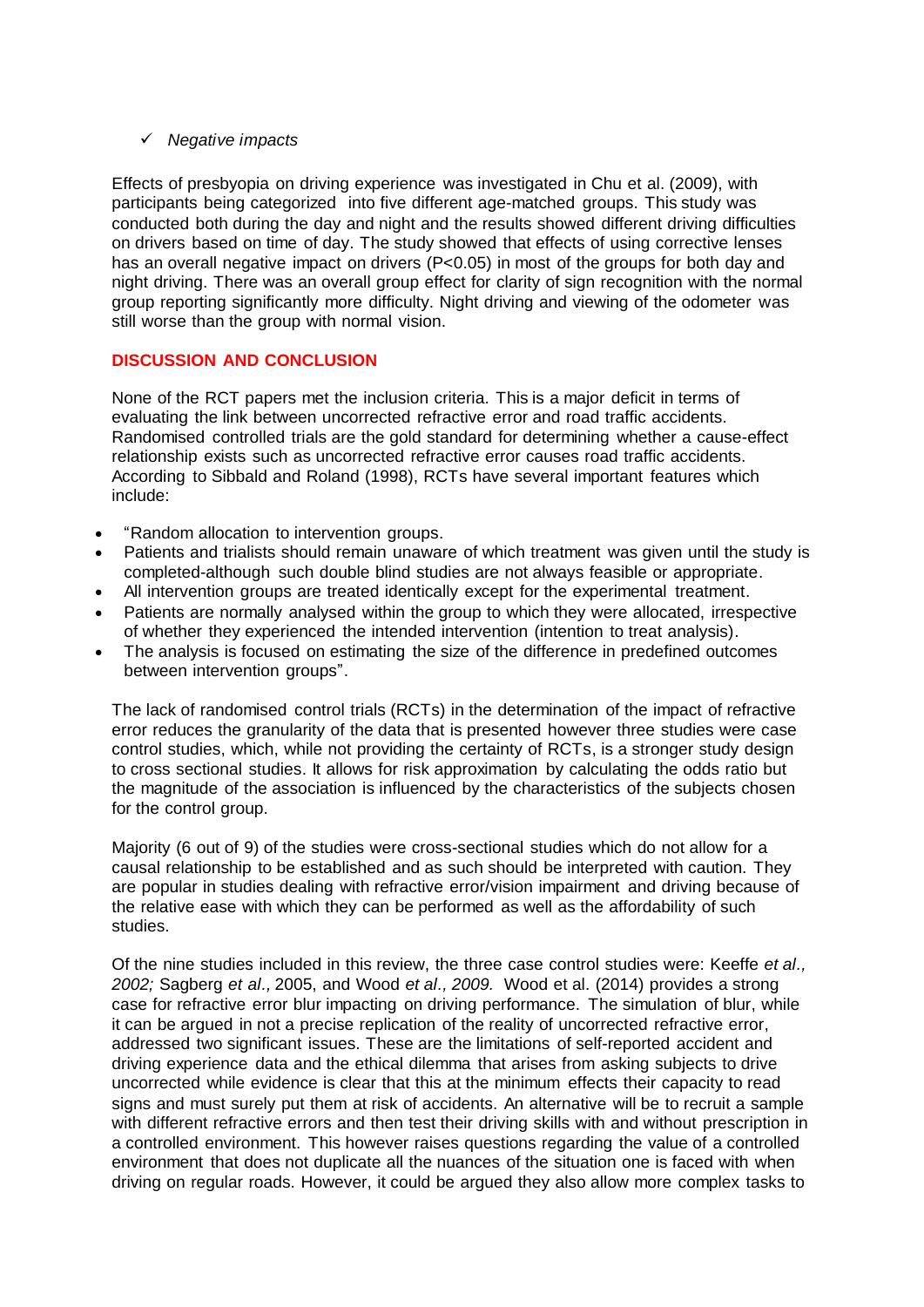- ✓ *Negative impacts*

Effects of presbyopia on driving experience was investigated in Chu et al. (2009), with participants being categorized into five different age-matched groups. This study was conducted both during the day and night and the results showed different driving difficulties on drivers based on time of day. The study showed that effects of using corrective lenses has an overall negative impact on drivers ($P<0.05$) in most of the groups for both day and night driving. There was an overall group effect for clarity of sign recognition with the normal group reporting significantly more difficulty. Night driving and viewing of the odometer was still worse than the group with normal vision.

## DISCUSSION AND CONCLUSION

None of the RCT papers met the inclusion criteria. This is a major deficit in terms of evaluating the link between uncorrected refractive error and road traffic accidents. Randomised controlled trials are the gold standard for determining whether a cause-effect relationship exists such as uncorrected refractive error causes road traffic accidents. According to Sibbald and Roland (1998), RCTs have several important features which include:

- "Random allocation to intervention groups.
- Patients and trialists should remain unaware of which treatment was given until the study is completed-although such double blind studies are not always feasible or appropriate.
- All intervention groups are treated identically except for the experimental treatment.
- Patients are normally analysed within the group to which they were allocated, irrespective of whether they experienced the intended intervention (intention to treat analysis).
- The analysis is focused on estimating the size of the difference in predefined outcomes between intervention groups".

The lack of randomised control trials (RCTs) in the determination of the impact of refractive error reduces the granularity of the data that is presented however three studies were case control studies, which, while not providing the certainty of RCTs, is a stronger study design to cross sectional studies. It allows for risk approximation by calculating the odds ratio but the magnitude of the association is influenced by the characteristics of the subjects chosen for the control group.

Majority (6 out of 9) of the studies were cross-sectional studies which do not allow for a causal relationship to be established and as such should be interpreted with caution. They are popular in studies dealing with refractive error/vision impairment and driving because of the relative ease with which they can be performed as well as the affordability of such studies.

Of the nine studies included in this review, the three case control studies were: Keeffe *et al., 2002;* Sagberg *et al.,* 2005, and Wood *et al., 2009.* Wood et al. (2014) provides a strong case for refractive error blur impacting on driving performance. The simulation of blur, while it can be argued in not a precise replication of the reality of uncorrected refractive error, addressed two significant issues. These are the limitations of self-reported accident and driving experience data and the ethical dilemma that arises from asking subjects to drive uncorrected while evidence is clear that this at the minimum effects their capacity to read signs and must surely put them at risk of accidents. An alternative will be to recruit a sample with different refractive errors and then test their driving skills with and without prescription in a controlled environment. This however raises questions regarding the value of a controlled environment that does not duplicate all the nuances of the situation one is faced with when driving on regular roads. However, it could be argued they also allow more complex tasks to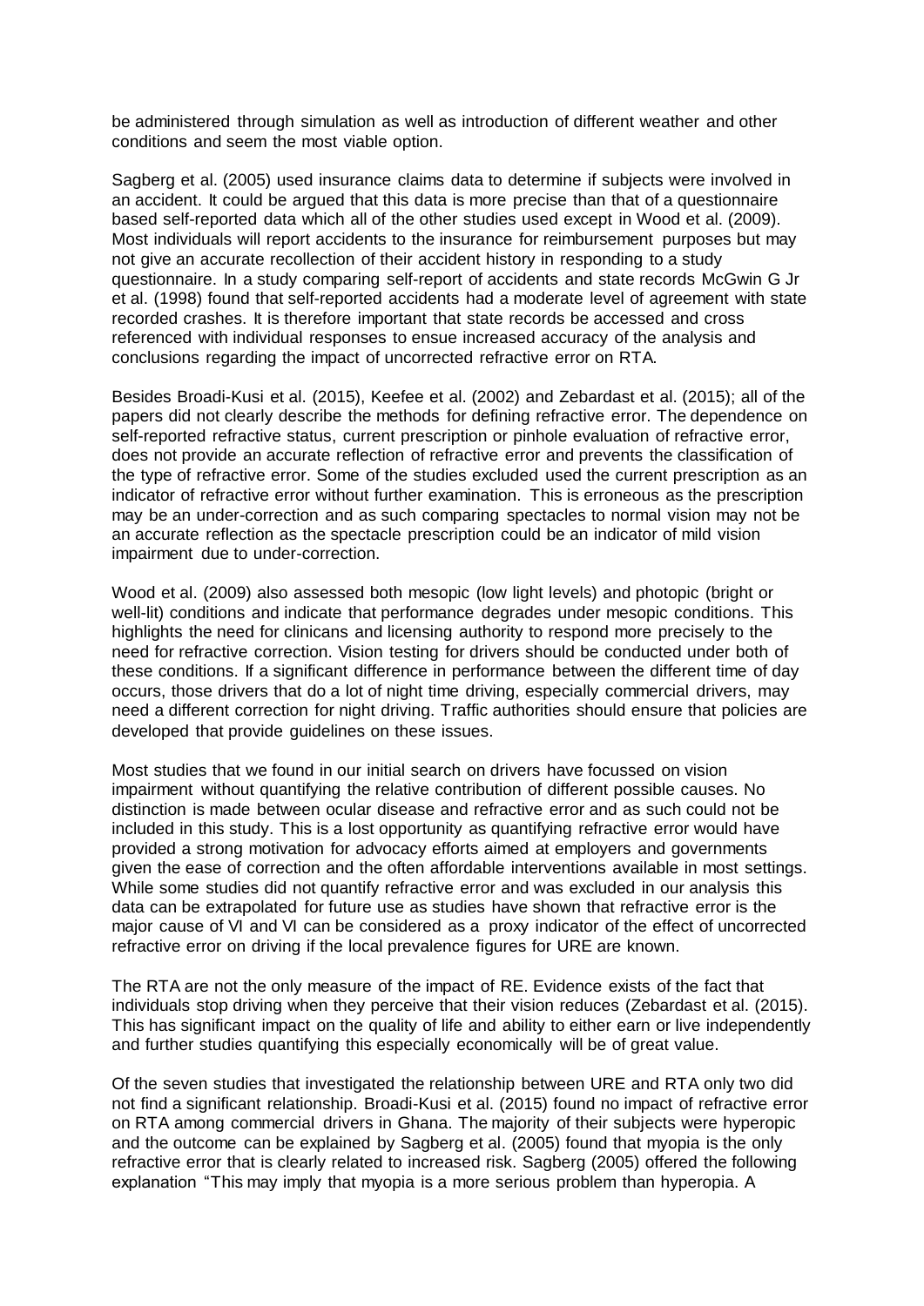be administered through simulation as well as introduction of different weather and other conditions and seem the most viable option.

Sagberg et al. (2005) used insurance claims data to determine if subjects were involved in an accident. It could be argued that this data is more precise than that of a questionnaire based self-reported data which all of the other studies used except in Wood et al. (2009). Most individuals will report accidents to the insurance for reimbursement purposes but may not give an accurate recollection of their accident history in responding to a study questionnaire. In a study comparing self-report of accidents and state records McGwin G Jr et al. (1998) found that self-reported accidents had a moderate level of agreement with state recorded crashes. It is therefore important that state records be accessed and cross referenced with individual responses to ensue increased accuracy of the analysis and conclusions regarding the impact of uncorrected refractive error on RTA.

Besides Broadi-Kusi et al. (2015), Keefee et al. (2002) and Zebardast et al. (2015); all of the papers did not clearly describe the methods for defining refractive error. The dependence on self-reported refractive status, current prescription or pinhole evaluation of refractive error, does not provide an accurate reflection of refractive error and prevents the classification of the type of refractive error. Some of the studies excluded used the current prescription as an indicator of refractive error without further examination. This is erroneous as the prescription may be an under-correction and as such comparing spectacles to normal vision may not be an accurate reflection as the spectacle prescription could be an indicator of mild vision impairment due to under-correction.

Wood et al. (2009) also assessed both mesopic (low light levels) and photopic (bright or well-lit) conditions and indicate that performance degrades under mesopic conditions. This highlights the need for clinicans and licensing authority to respond more precisely to the need for refractive correction. Vision testing for drivers should be conducted under both of these conditions. If a significant difference in performance between the different time of day occurs, those drivers that do a lot of night time driving, especially commercial drivers, may need a different correction for night driving. Traffic authorities should ensure that policies are developed that provide guidelines on these issues.

Most studies that we found in our initial search on drivers have focussed on vision impairment without quantifying the relative contribution of different possible causes. No distinction is made between ocular disease and refractive error and as such could not be included in this study. This is a lost opportunity as quantifying refractive error would have provided a strong motivation for advocacy efforts aimed at employers and governments given the ease of correction and the often affordable interventions available in most settings. While some studies did not quantify refractive error and was excluded in our analysis this data can be extrapolated for future use as studies have shown that refractive error is the major cause of VI and VI can be considered as a proxy indicator of the effect of uncorrected refractive error on driving if the local prevalence figures for URE are known.

The RTA are not the only measure of the impact of RE. Evidence exists of the fact that individuals stop driving when they perceive that their vision reduces (Zebardast et al. (2015). This has significant impact on the quality of life and ability to either earn or live independently and further studies quantifying this especially economically will be of great value.

Of the seven studies that investigated the relationship between URE and RTA only two did not find a significant relationship. Broadi-Kusi et al. (2015) found no impact of refractive error on RTA among commercial drivers in Ghana. The majority of their subjects were hyperopic and the outcome can be explained by Sagberg et al. (2005) found that myopia is the only refractive error that is clearly related to increased risk. Sagberg (2005) offered the following explanation "This may imply that myopia is a more serious problem than hyperopia. A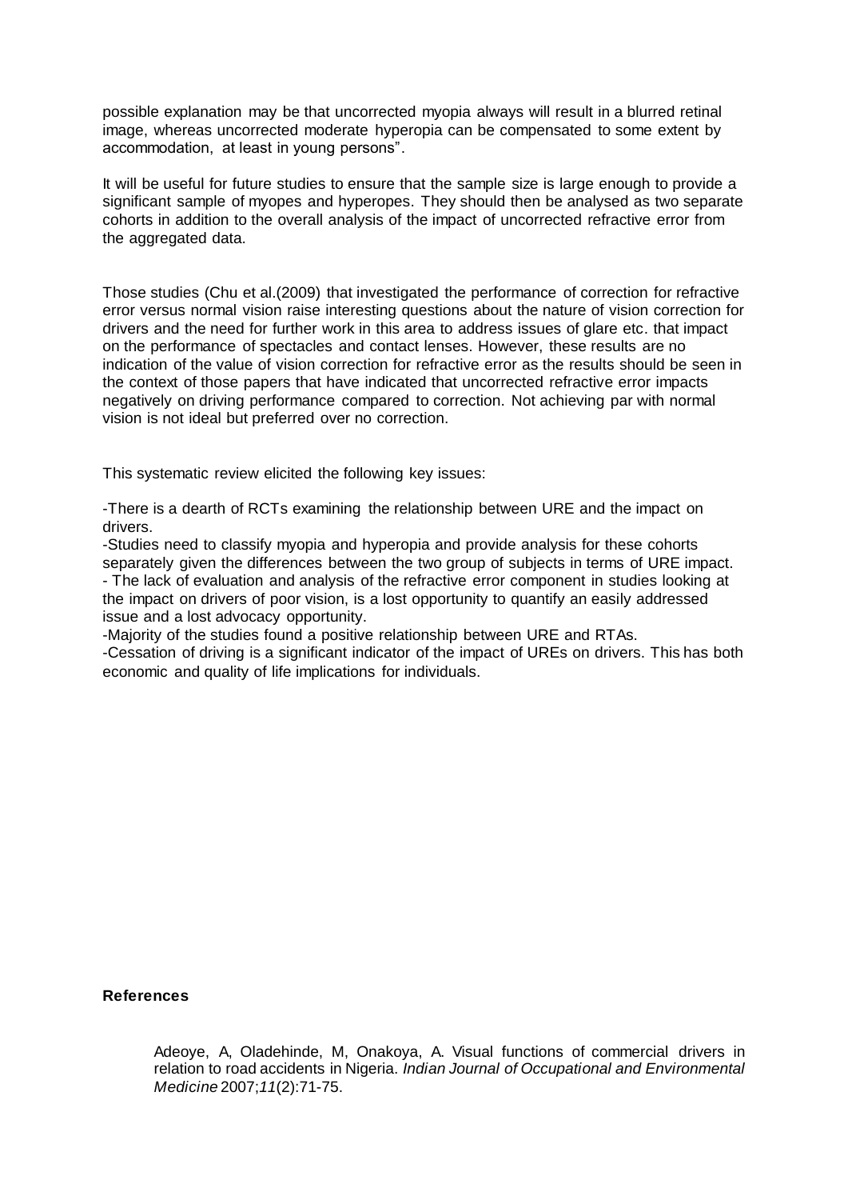possible explanation may be that uncorrected myopia always will result in a blurred retinal image, whereas uncorrected moderate hyperopia can be compensated to some extent by accommodation, at least in young persons".

It will be useful for future studies to ensure that the sample size is large enough to provide a significant sample of myopes and hyperopes. They should then be analysed as two separate cohorts in addition to the overall analysis of the impact of uncorrected refractive error from the aggregated data.

Those studies (Chu et al.(2009) that investigated the performance of correction for refractive error versus normal vision raise interesting questions about the nature of vision correction for drivers and the need for further work in this area to address issues of glare etc. that impact on the performance of spectacles and contact lenses. However, these results are no indication of the value of vision correction for refractive error as the results should be seen in the context of those papers that have indicated that uncorrected refractive error impacts negatively on driving performance compared to correction. Not achieving par with normal vision is not ideal but preferred over no correction.

This systematic review elicited the following key issues:

-There is a dearth of RCTs examining the relationship between URE and the impact on drivers.
-Studies need to classify myopia and hyperopia and provide analysis for these cohorts separately given the differences between the two group of subjects in terms of URE impact.
- The lack of evaluation and analysis of the refractive error component in studies looking at the impact on drivers of poor vision, is a lost opportunity to quantify an easily addressed issue and a lost advocacy opportunity.
-Majority of the studies found a positive relationship between URE and RTAs.
-Cessation of driving is a significant indicator of the impact of UREs on drivers. This has both economic and quality of life implications for individuals.

**References**

Adeoye, A, Oladehinde, M, Onakoya, A. Visual functions of commercial drivers in relation to road accidents in Nigeria. *Indian Journal of Occupational and Environmental Medicine* 2007;*11*(2):71-75.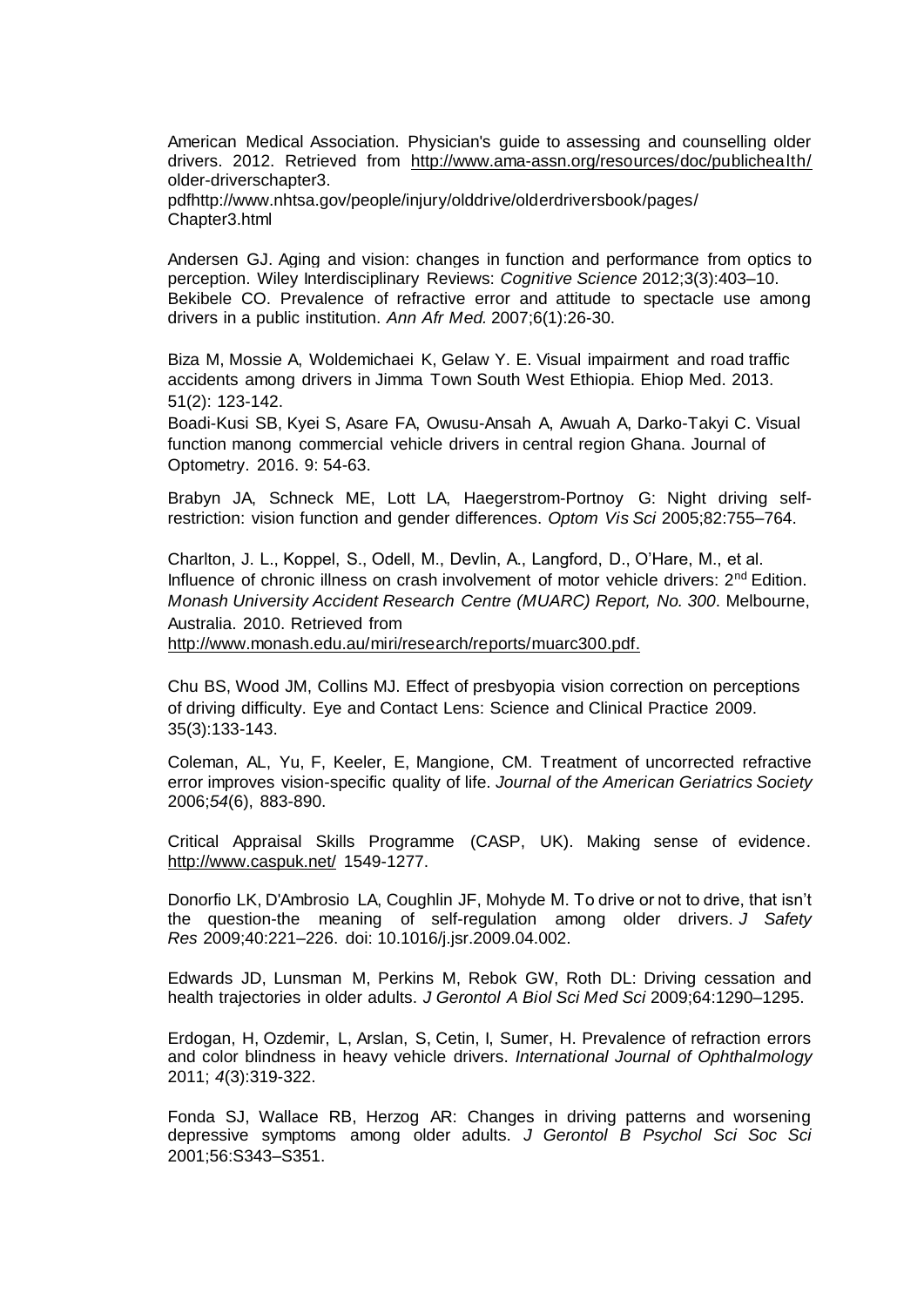American Medical Association. Physician's guide to assessing and counselling older drivers. 2012. Retrieved from http://www.ama-assn.org/resources/doc/publichealth/ older-driverschapter3.
pdfhttp://www.nhtsa.gov/people/injury/olddrive/olderdriversbook/pages/ Chapter3.html

Andersen GJ. Aging and vision: changes in function and performance from optics to perception. Wiley Interdisciplinary Reviews: *Cognitive Science* 2012;3(3):403–10.
Bekibele CO. Prevalence of refractive error and attitude to spectacle use among drivers in a public institution. *Ann Afr Med.* 2007;6(1):26-30.

Biza M, Mossie A, Woldemichaei K, Gelaw Y. E. Visual impairment and road traffic accidents among drivers in Jimma Town South West Ethiopia. Ehiop Med. 2013. 51(2): 123-142.
Boadi-Kusi SB, Kyei S, Asare FA, Owusu-Ansah A, Awuah A, Darko-Takyi C. Visual function manong commercial vehicle drivers in central region Ghana. Journal of Optometry. 2016. 9: 54-63.

Brabyn JA, Schneck ME, Lott LA, Haegerstrom-Portnoy G: Night driving self-restriction: vision function and gender differences. *Optom Vis Sci* 2005;82:755–764.

Charlton, J. L., Koppel, S., Odell, M., Devlin, A., Langford, D., O'Hare, M., et al. Influence of chronic illness on crash involvement of motor vehicle drivers: 2nd Edition. *Monash University Accident Research Centre (MUARC) Report, No. 300*. Melbourne, Australia. 2010. Retrieved from
http://www.monash.edu.au/miri/research/reports/muarc300.pdf.

Chu BS, Wood JM, Collins MJ. Effect of presbyopia vision correction on perceptions of driving difficulty. Eye and Contact Lens: Science and Clinical Practice 2009. 35(3):133-143.

Coleman, AL, Yu, F, Keeler, E, Mangione, CM. Treatment of uncorrected refractive error improves vision-specific quality of life. *Journal of the American Geriatrics Society* 2006;*54*(6), 883-890.

Critical Appraisal Skills Programme (CASP, UK). Making sense of evidence. http://www.caspuk.net/ 1549-1277.

Donorfio LK, D'Ambrosio LA, Coughlin JF, Mohyde M. To drive or not to drive, that isn't the question-the meaning of self-regulation among older drivers. *J Safety Res* 2009;40:221–226. doi: 10.1016/j.jsr.2009.04.002.

Edwards JD, Lunsman M, Perkins M, Rebok GW, Roth DL: Driving cessation and health trajectories in older adults. *J Gerontol A Biol Sci Med Sci* 2009;64:1290–1295.

Erdogan, H, Ozdemir, L, Arslan, S, Cetin, I, Sumer, H. Prevalence of refraction errors and color blindness in heavy vehicle drivers. *International Journal of Ophthalmology* 2011; *4*(3):319-322.

Fonda SJ, Wallace RB, Herzog AR: Changes in driving patterns and worsening depressive symptoms among older adults. *J Gerontol B Psychol Sci Soc Sci* 2001;56:S343–S351.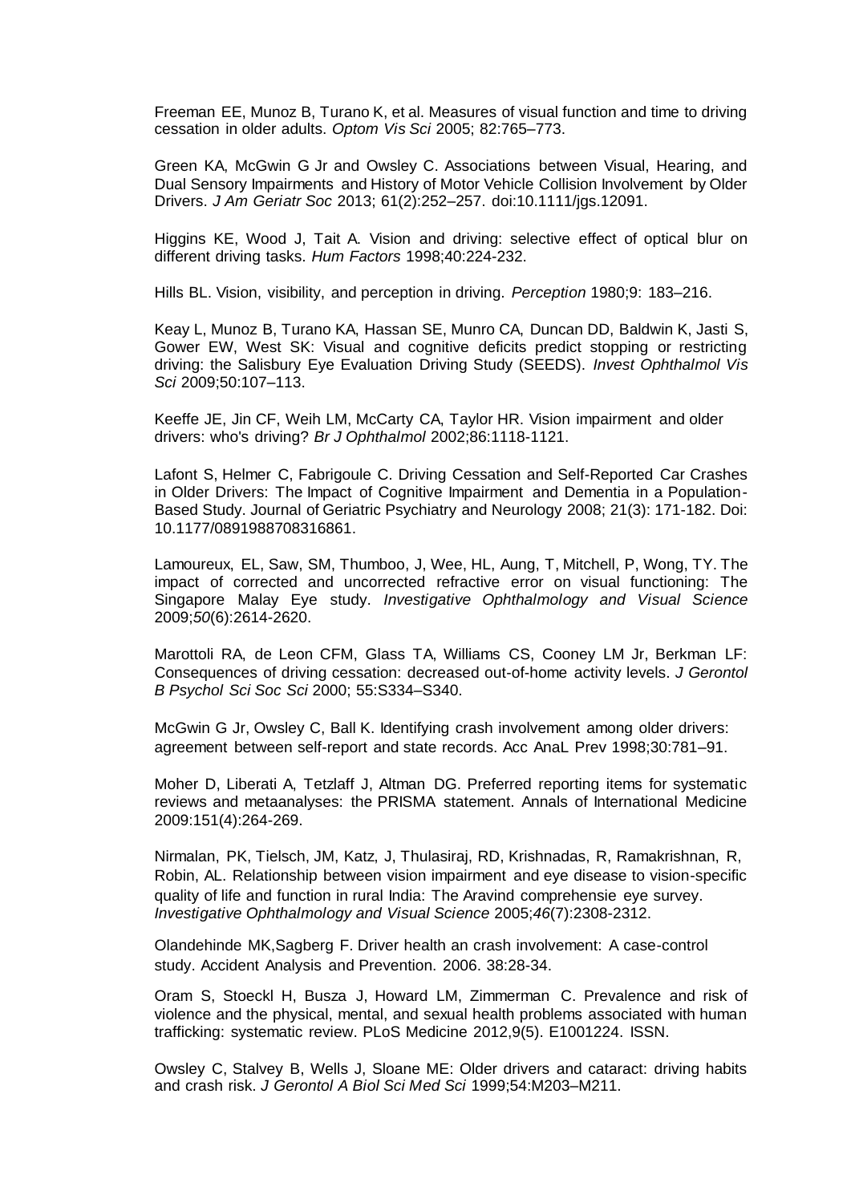Freeman EE, Munoz B, Turano K, et al. Measures of visual function and time to driving cessation in older adults. *Optom Vis Sci* 2005; 82:765–773.

Green KA, McGwin G Jr and Owsley C. Associations between Visual, Hearing, and Dual Sensory Impairments and History of Motor Vehicle Collision Involvement by Older Drivers. *J Am Geriatr Soc* 2013; 61(2):252–257. doi:10.1111/jgs.12091.

Higgins KE, Wood J, Tait A. Vision and driving: selective effect of optical blur on different driving tasks. *Hum Factors* 1998;40:224-232.

Hills BL. Vision, visibility, and perception in driving. *Perception* 1980;9: 183–216.

Keay L, Munoz B, Turano KA, Hassan SE, Munro CA, Duncan DD, Baldwin K, Jasti S, Gower EW, West SK: Visual and cognitive deficits predict stopping or restricting driving: the Salisbury Eye Evaluation Driving Study (SEEDS). *Invest Ophthalmol Vis Sci* 2009;50:107–113.

Keeffe JE, Jin CF, Weih LM, McCarty CA, Taylor HR. Vision impairment and older drivers: who's driving? *Br J Ophthalmol* 2002;86:1118-1121.

Lafont S, Helmer C, Fabrigoule C. Driving Cessation and Self-Reported Car Crashes in Older Drivers: The Impact of Cognitive Impairment and Dementia in a Population-Based Study. Journal of Geriatric Psychiatry and Neurology 2008; 21(3): 171-182. Doi: 10.1177/0891988708316861.

Lamoureux, EL, Saw, SM, Thumboo, J, Wee, HL, Aung, T, Mitchell, P, Wong, TY. The impact of corrected and uncorrected refractive error on visual functioning: The Singapore Malay Eye study. *Investigative Ophthalmology and Visual Science* 2009;*50*(6):2614-2620.

Marottoli RA, de Leon CFM, Glass TA, Williams CS, Cooney LM Jr, Berkman LF: Consequences of driving cessation: decreased out-of-home activity levels. *J Gerontol B Psychol Sci Soc Sci* 2000; 55:S334–S340.

McGwin G Jr, Owsley C, Ball K. Identifying crash involvement among older drivers: agreement between self-report and state records. Acc AnaL Prev 1998;30:781–91.

Moher D, Liberati A, Tetzlaff J, Altman DG. Preferred reporting items for systematic reviews and metaanalyses: the PRISMA statement. Annals of International Medicine 2009:151(4):264-269.

Nirmalan, PK, Tielsch, JM, Katz, J, Thulasiraj, RD, Krishnadas, R, Ramakrishnan, R, Robin, AL. Relationship between vision impairment and eye disease to vision-specific quality of life and function in rural India: The Aravind comprehensie eye survey. *Investigative Ophthalmology and Visual Science* 2005;*46*(7):2308-2312.

Olandehinde MK,Sagberg F. Driver health an crash involvement: A case-control study. Accident Analysis and Prevention. 2006. 38:28-34.

Oram S, Stoeckl H, Busza J, Howard LM, Zimmerman C. Prevalence and risk of violence and the physical, mental, and sexual health problems associated with human trafficking: systematic review. PLoS Medicine 2012,9(5). E1001224. ISSN.

Owsley C, Stalvey B, Wells J, Sloane ME: Older drivers and cataract: driving habits and crash risk. *J Gerontol A Biol Sci Med Sci* 1999;54:M203–M211.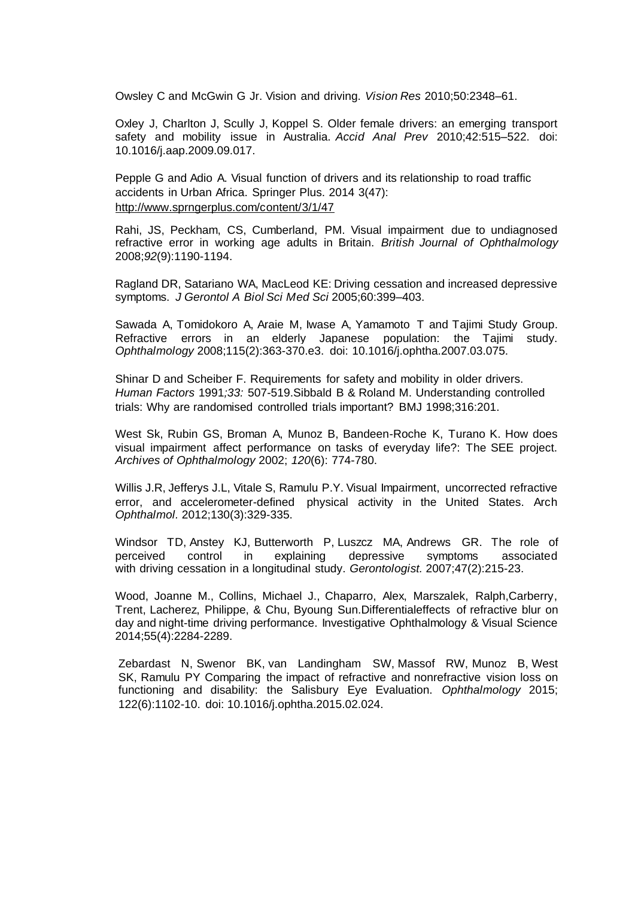Owsley C and McGwin G Jr. Vision and driving. *Vision Res* 2010;50:2348–61.

Oxley J, Charlton J, Scully J, Koppel S. Older female drivers: an emerging transport safety and mobility issue in Australia. *Accid Anal Prev* 2010;42:515–522. doi: 10.1016/j.aap.2009.09.017.

Pepple G and Adio A. Visual function of drivers and its relationship to road traffic accidents in Urban Africa. Springer Plus. 2014 3(47): http://www.sprngerplus.com/content/3/1/47

Rahi, JS, Peckham, CS, Cumberland, PM. Visual impairment due to undiagnosed refractive error in working age adults in Britain. *British Journal of Ophthalmology* 2008;*92*(9):1190-1194.

Ragland DR, Satariano WA, MacLeod KE: Driving cessation and increased depressive symptoms. *J Gerontol A Biol Sci Med Sci* 2005;60:399–403.

Sawada A, Tomidokoro A, Araie M, Iwase A, Yamamoto T and Tajimi Study Group. Refractive errors in an elderly Japanese population: the Tajimi study. *Ophthalmology* 2008;115(2):363-370.e3. doi: 10.1016/j.ophtha.2007.03.075.

Shinar D and Scheiber F. Requirements for safety and mobility in older drivers. *Human Factors* 1991*;33:* 507-519.Sibbald B & Roland M. Understanding controlled trials: Why are randomised controlled trials important? BMJ 1998;316:201.

West Sk, Rubin GS, Broman A, Munoz B, Bandeen-Roche K, Turano K. How does visual impairment affect performance on tasks of everyday life?: The SEE project. *Archives of Ophthalmology* 2002; *120*(6): 774-780.

Willis J.R, Jefferys J.L, Vitale S, Ramulu P.Y. Visual Impairment, uncorrected refractive error, and accelerometer-defined physical activity in the United States. Arch *Ophthalmol*. 2012;130(3):329-335.

Windsor TD, Anstey KJ, Butterworth P, Luszcz MA, Andrews GR. The role of perceived control in explaining depressive symptoms associated with driving cessation in a longitudinal study. *Gerontologist.* 2007;47(2):215-23.

Wood, Joanne M., Collins, Michael J., Chaparro, Alex, Marszalek, Ralph,Carberry, Trent, Lacherez, Philippe, & Chu, Byoung Sun.Differentialeffects of refractive blur on day and night-time driving performance. Investigative Ophthalmology & Visual Science 2014;55(4):2284-2289.

Zebardast N, Swenor BK, van Landingham SW, Massof RW, Munoz B, West SK, Ramulu PY Comparing the impact of refractive and nonrefractive vision loss on functioning and disability: the Salisbury Eye Evaluation. *Ophthalmology* 2015; 122(6):1102-10. doi: 10.1016/j.ophtha.2015.02.024.